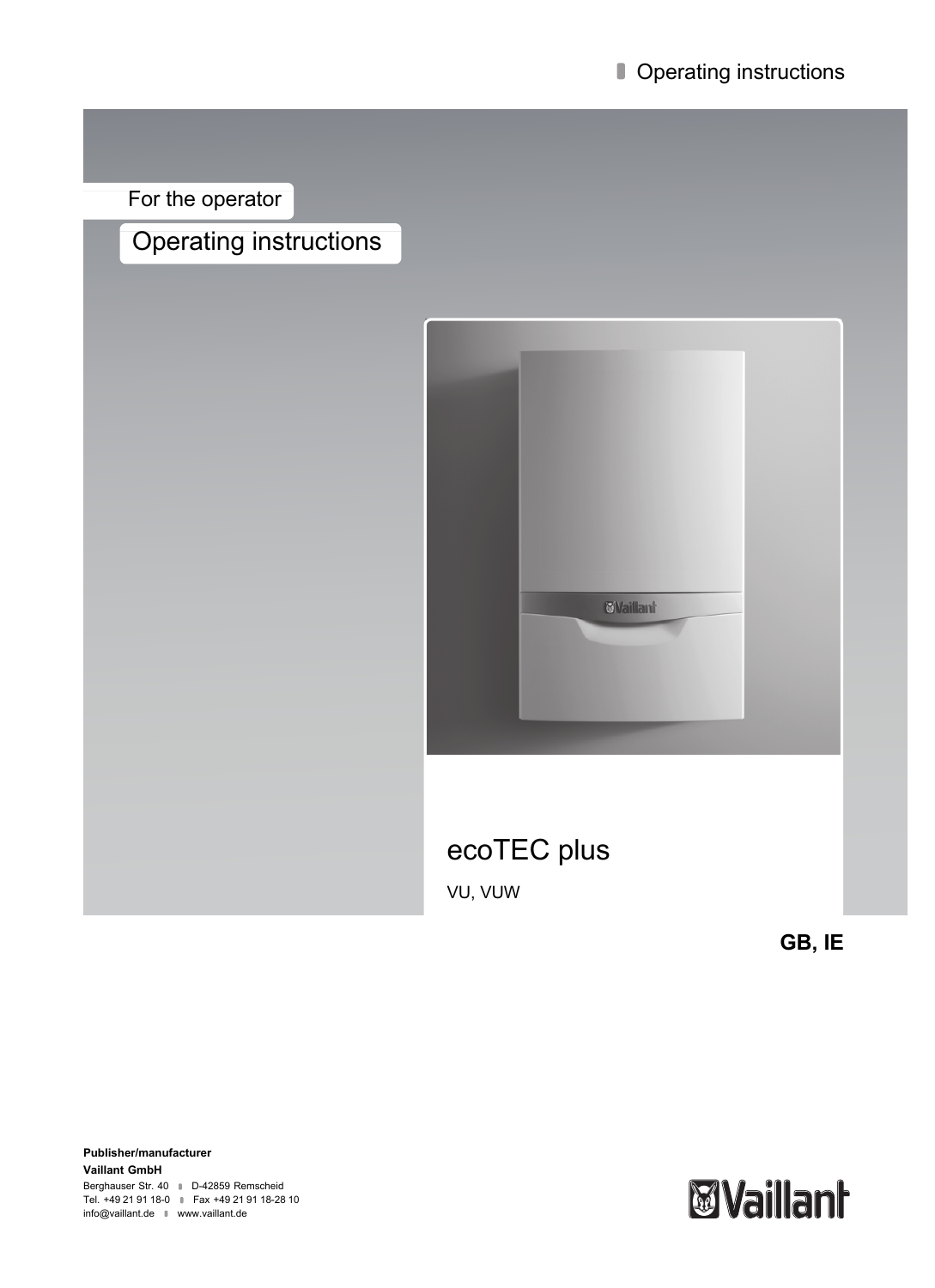Operating instructions

For the operator

# Operating instructions

# ecoTEC plus

VU, VUW

**GB, IE**

**Publisher/manufacturer**
**Vaillant GmbH**
Berghauser Str. 40 D-42859 Remscheid
Tel. +49 21 91 18-0 Fax +49 21 91 18-28 10
info@vaillant.de www.vaillant.de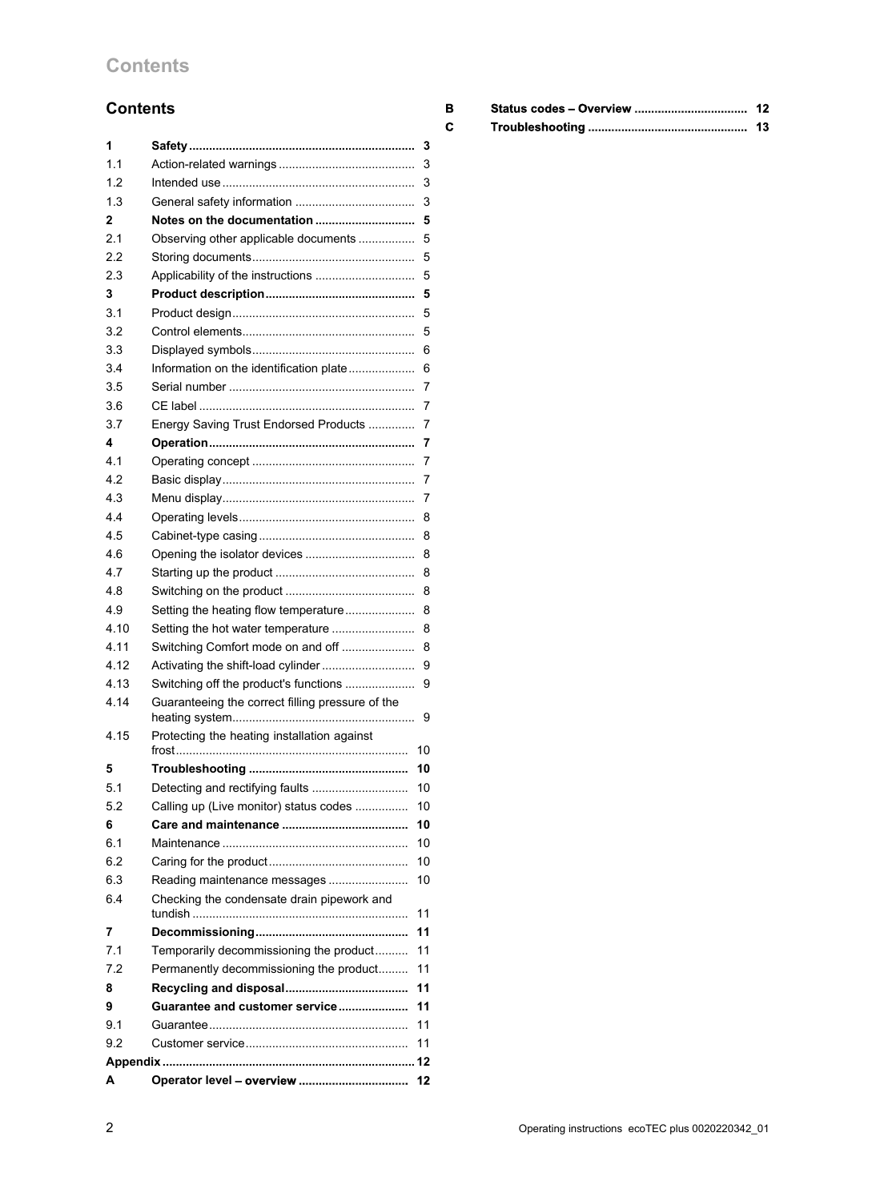# Contents

| | | |
|---|---|---|
| **1** | **Safety** | **3** |
| 1.1 | Action-related warnings | 3 |
| 1.2 | Intended use | 3 |
| 1.3 | General safety information | 3 |
| **2** | **Notes on the documentation** | **5** |
| 2.1 | Observing other applicable documents | 5 |
| 2.2 | Storing documents | 5 |
| 2.3 | Applicability of the instructions | 5 |
| **3** | **Product description** | **5** |
| 3.1 | Product design | 5 |
| 3.2 | Control elements | 5 |
| 3.3 | Displayed symbols | 6 |
| 3.4 | Information on the identification plate | 6 |
| 3.5 | Serial number | 7 |
| 3.6 | CE label | 7 |
| 3.7 | Energy Saving Trust Endorsed Products | 7 |
| **4** | **Operation** | **7** |
| 4.1 | Operating concept | 7 |
| 4.2 | Basic display | 7 |
| 4.3 | Menu display | 7 |
| 4.4 | Operating levels | 8 |
| 4.5 | Cabinet-type casing | 8 |
| 4.6 | Opening the isolator devices | 8 |
| 4.7 | Starting up the product | 8 |
| 4.8 | Switching on the product | 8 |
| 4.9 | Setting the heating flow temperature | 8 |
| 4.10 | Setting the hot water temperature | 8 |
| 4.11 | Switching Comfort mode on and off | 8 |
| 4.12 | Activating the shift-load cylinder | 9 |
| 4.13 | Switching off the product's functions | 9 |
| 4.14 | Guaranteeing the correct filling pressure of the heating system | 9 |
| 4.15 | Protecting the heating installation against frost | 10 |
| **5** | **Troubleshooting** | **10** |
| 5.1 | Detecting and rectifying faults | 10 |
| 5.2 | Calling up (Live monitor) status codes | 10 |
| **6** | **Care and maintenance** | **10** |
| 6.1 | Maintenance | 10 |
| 6.2 | Caring for the product | 10 |
| 6.3 | Reading maintenance messages | 10 |
| 6.4 | Checking the condensate drain pipework and tundish | 11 |
| **7** | **Decommissioning** | **11** |
| 7.1 | Temporarily decommissioning the product | 11 |
| 7.2 | Permanently decommissioning the product | 11 |
| **8** | **Recycling and disposal** | **11** |
| **9** | **Guarantee and customer service** | **11** |
| 9.1 | Guarantee | 11 |
| 9.2 | Customer service | 11 |
| **Appendix** | | **12** |
| **A** | **Operator level – overview** | **12** |
| **B** | **Status codes – Overview** | **12** |
| **C** | **Troubleshooting** | **13** |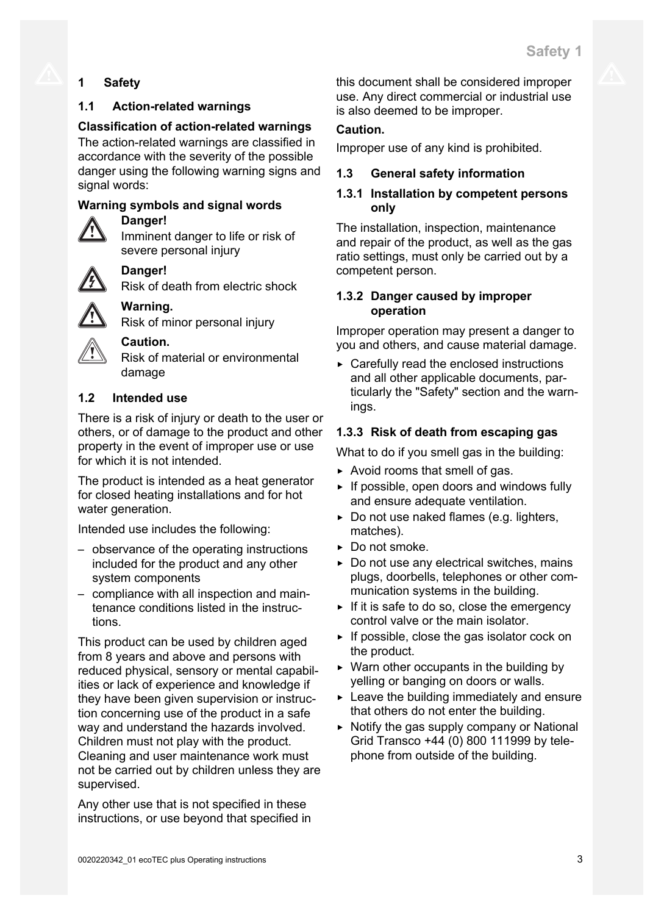# 1 Safety

## 1.1 Action-related warnings

**Classification of action-related warnings**

The action-related warnings are classified in accordance with the severity of the possible danger using the following warning signs and signal words:

**Warning symbols and signal words**

**Danger!**
Imminent danger to life or risk of severe personal injury

**Danger!**
Risk of death from electric shock

**Warning.**
Risk of minor personal injury

**Caution.**
Risk of material or environmental damage

## 1.2 Intended use

There is a risk of injury or death to the user or others, or of damage to the product and other property in the event of improper use or use for which it is not intended.

The product is intended as a heat generator for closed heating installations and for hot water generation.

Intended use includes the following:

- observance of the operating instructions included for the product and any other system components
- compliance with all inspection and maintenance conditions listed in the instructions.

This product can be used by children aged from 8 years and above and persons with reduced physical, sensory or mental capabilities or lack of experience and knowledge if they have been given supervision or instruction concerning use of the product in a safe way and understand the hazards involved. Children must not play with the product. Cleaning and user maintenance work must not be carried out by children unless they are supervised.

Any other use that is not specified in these instructions, or use beyond that specified in this document shall be considered improper use. Any direct commercial or industrial use is also deemed to be improper.

**Caution.**

Improper use of any kind is prohibited.

## 1.3 General safety information

### 1.3.1 Installation by competent persons only

The installation, inspection, maintenance and repair of the product, as well as the gas ratio settings, must only be carried out by a competent person.

### 1.3.2 Danger caused by improper operation

Improper operation may present a danger to you and others, and cause material damage.

- Carefully read the enclosed instructions and all other applicable documents, particularly the "Safety" section and the warnings.

### 1.3.3 Risk of death from escaping gas

What to do if you smell gas in the building:

- Avoid rooms that smell of gas.
- If possible, open doors and windows fully and ensure adequate ventilation.
- Do not use naked flames (e.g. lighters, matches).
- Do not smoke.
- Do not use any electrical switches, mains plugs, doorbells, telephones or other communication systems in the building.
- If it is safe to do so, close the emergency control valve or the main isolator.
- If possible, close the gas isolator cock on the product.
- Warn other occupants in the building by yelling or banging on doors or walls.
- Leave the building immediately and ensure that others do not enter the building.
- Notify the gas supply company or National Grid Transco +44 (0) 800 111999 by telephone from outside of the building.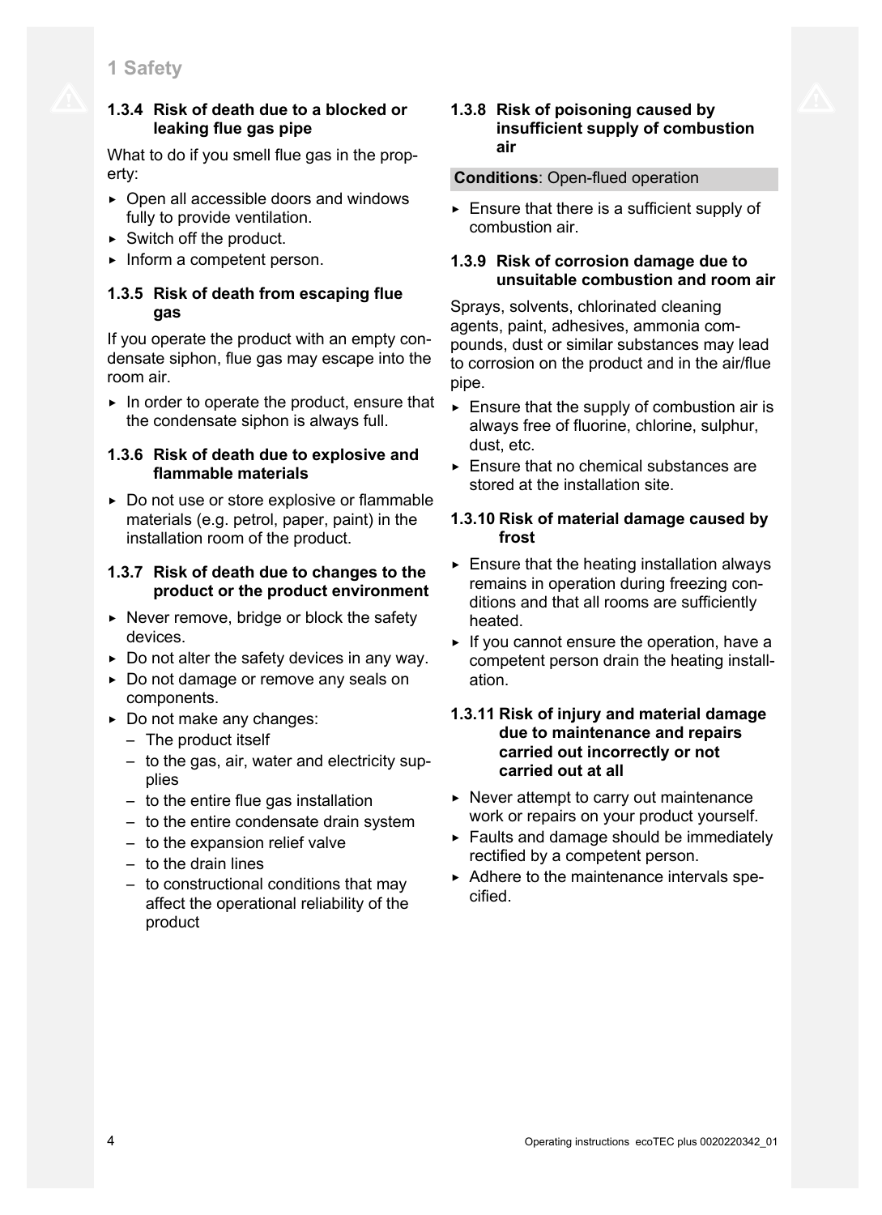### 1.3.4 Risk of death due to a blocked or leaking flue gas pipe

What to do if you smell flue gas in the property:

- Open all accessible doors and windows fully to provide ventilation.
- Switch off the product.
- Inform a competent person.

### 1.3.5 Risk of death from escaping flue gas

If you operate the product with an empty condensate siphon, flue gas may escape into the room air.

- In order to operate the product, ensure that the condensate siphon is always full.

### 1.3.6 Risk of death due to explosive and flammable materials

- Do not use or store explosive or flammable materials (e.g. petrol, paper, paint) in the installation room of the product.

### 1.3.7 Risk of death due to changes to the product or the product environment

- Never remove, bridge or block the safety devices.
- Do not alter the safety devices in any way.
- Do not damage or remove any seals on components.
- Do not make any changes:
  - The product itself
  - to the gas, air, water and electricity supplies
  - to the entire flue gas installation
  - to the entire condensate drain system
  - to the expansion relief valve
  - to the drain lines
  - to constructional conditions that may affect the operational reliability of the product

### 1.3.8 Risk of poisoning caused by insufficient supply of combustion air

**Conditions**: Open-flued operation

- Ensure that there is a sufficient supply of combustion air.

### 1.3.9 Risk of corrosion damage due to unsuitable combustion and room air

Sprays, solvents, chlorinated cleaning agents, paint, adhesives, ammonia compounds, dust or similar substances may lead to corrosion on the product and in the air/flue pipe.

- Ensure that the supply of combustion air is always free of fluorine, chlorine, sulphur, dust, etc.
- Ensure that no chemical substances are stored at the installation site.

### 1.3.10 Risk of material damage caused by frost

- Ensure that the heating installation always remains in operation during freezing conditions and that all rooms are sufficiently heated.
- If you cannot ensure the operation, have a competent person drain the heating installation.

### 1.3.11 Risk of injury and material damage due to maintenance and repairs carried out incorrectly or not carried out at all

- Never attempt to carry out maintenance work or repairs on your product yourself.
- Faults and damage should be immediately rectified by a competent person.
- Adhere to the maintenance intervals specified.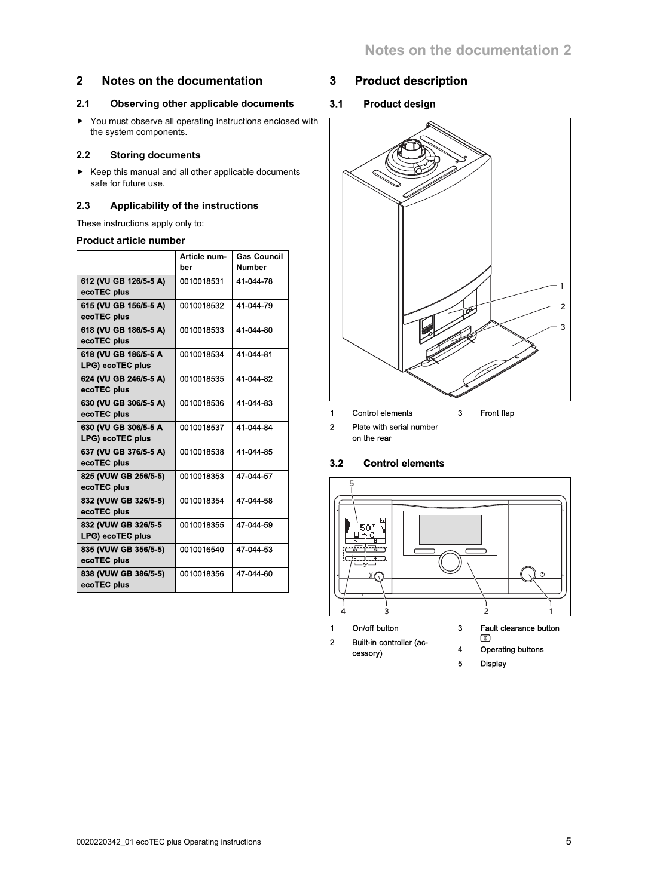## 2 Notes on the documentation

### 2.1 Observing other applicable documents

- You must observe all operating instructions enclosed with the system components.

### 2.2 Storing documents

- Keep this manual and all other applicable documents safe for future use.

### 2.3 Applicability of the instructions

These instructions apply only to:

**Product article number**

| | Article number | Gas Council Number |
|---|---|---|
| **612 (VU GB 126/5-5 A) ecoTEC plus** | 0010018531 | 41-044-78 |
| **615 (VU GB 156/5-5 A) ecoTEC plus** | 0010018532 | 41-044-79 |
| **618 (VU GB 186/5-5 A) ecoTEC plus** | 0010018533 | 41-044-80 |
| **618 (VU GB 186/5-5 A LPG) ecoTEC plus** | 0010018534 | 41-044-81 |
| **624 (VU GB 246/5-5 A) ecoTEC plus** | 0010018535 | 41-044-82 |
| **630 (VU GB 306/5-5 A) ecoTEC plus** | 0010018536 | 41-044-83 |
| **630 (VU GB 306/5-5 A LPG) ecoTEC plus** | 0010018537 | 41-044-84 |
| **637 (VU GB 376/5-5 A) ecoTEC plus** | 0010018538 | 41-044-85 |
| **825 (VUW GB 256/5-5) ecoTEC plus** | 0010018353 | 47-044-57 |
| **832 (VUW GB 326/5-5) ecoTEC plus** | 0010018354 | 47-044-58 |
| **832 (VUW GB 326/5-5 LPG) ecoTEC plus** | 0010018355 | 47-044-59 |
| **835 (VUW GB 356/5-5) ecoTEC plus** | 0010016540 | 47-044-53 |
| **838 (VUW GB 386/5-5) ecoTEC plus** | 0010018356 | 47-044-60 |

## 3 Product description

### 3.1 Product design

1 Control elements

2 Plate with serial number on the rear

3 Front flap

### 3.2 Control elements

1 On/off button

2 Built-in controller (accessory)

3 Fault clearance button

4 Operating buttons

5 Display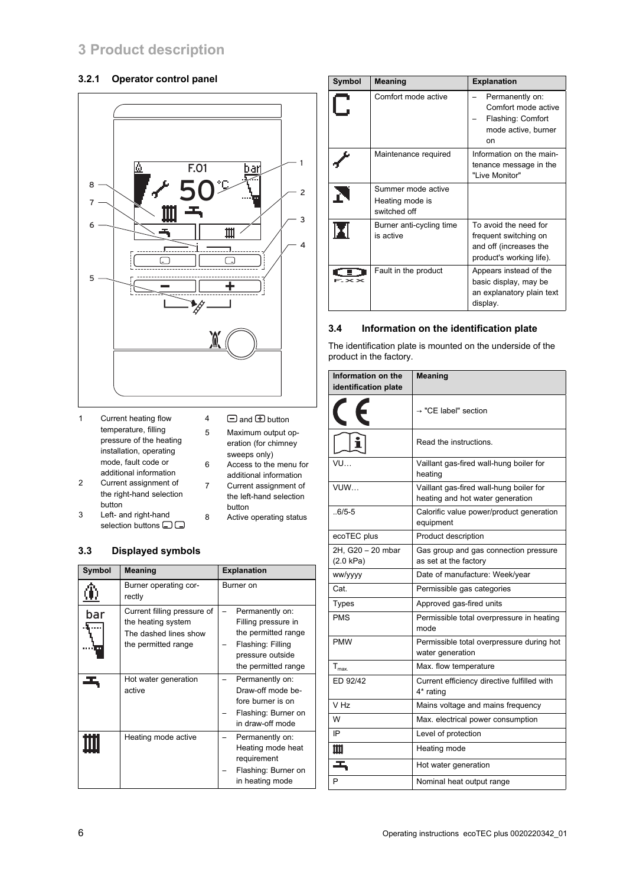# 3 Product description

### 3.2.1 Operator control panel

1. Current heating flow temperature, filling pressure of the heating installation, operating mode, fault code or additional information
2. Current assignment of the right-hand selection button
3. Left- and right-hand selection buttons
4. − and + button
5. Maximum output operation (for chimney sweeps only)
6. Access to the menu for additional information
7. Current assignment of the left-hand selection button
8. Active operating status

## 3.3 Displayed symbols

| Symbol | Meaning | Explanation |
| --- | --- | --- |
| | Burner operating correctly | Burner on |
| bar | Current filling pressure of the heating system<br>The dashed lines show the permitted range | – Permanently on: Filling pressure in the permitted range<br>– Flashing: Filling pressure outside the permitted range |
| | Hot water generation active | – Permanently on: Draw-off mode before burner is on<br>– Flashing: Burner on in draw-off mode |
| | Heating mode active | – Permanently on: Heating mode heat requirement<br>– Flashing: Burner on in heating mode |
| C | Comfort mode active | – Permanently on: Comfort mode active<br>– Flashing: Comfort mode active, burner on |
| | Maintenance required | Information on the maintenance message in the "Live Monitor" |
| | Summer mode active<br>Heating mode is switched off | |
| | Burner anti-cycling time is active | To avoid the need for frequent switching on and off (increases the product's working life). |
| F.XX | Fault in the product | Appears instead of the basic display, may be an explanatory plain text display. |

## 3.4 Information on the identification plate

The identification plate is mounted on the underside of the product in the factory.

| Information on the identification plate | Meaning |
| --- | --- |
| CE | → "CE label" section |
| | Read the instructions. |
| VU… | Vaillant gas-fired wall-hung boiler for heating |
| VUW… | Vaillant gas-fired wall-hung boiler for heating and hot water generation |
| ..6/5-5 | Calorific value power/product generation equipment |
| ecoTEC plus | Product description |
| 2H, G20 – 20 mbar (2.0 kPa) | Gas group and gas connection pressure as set at the factory |
| ww/yyyy | Date of manufacture: Week/year |
| Cat. | Permissible gas categories |
| Types | Approved gas-fired units |
| PMS | Permissible total overpressure in heating mode |
| PMW | Permissible total overpressure during hot water generation |
| $T_{max.}$ | Max. flow temperature |
| ED 92/42 | Current efficiency directive fulfilled with 4* rating |
| V Hz | Mains voltage and mains frequency |
| W | Max. electrical power consumption |
| IP | Level of protection |
| | Heating mode |
| | Hot water generation |
| P | Nominal heat output range |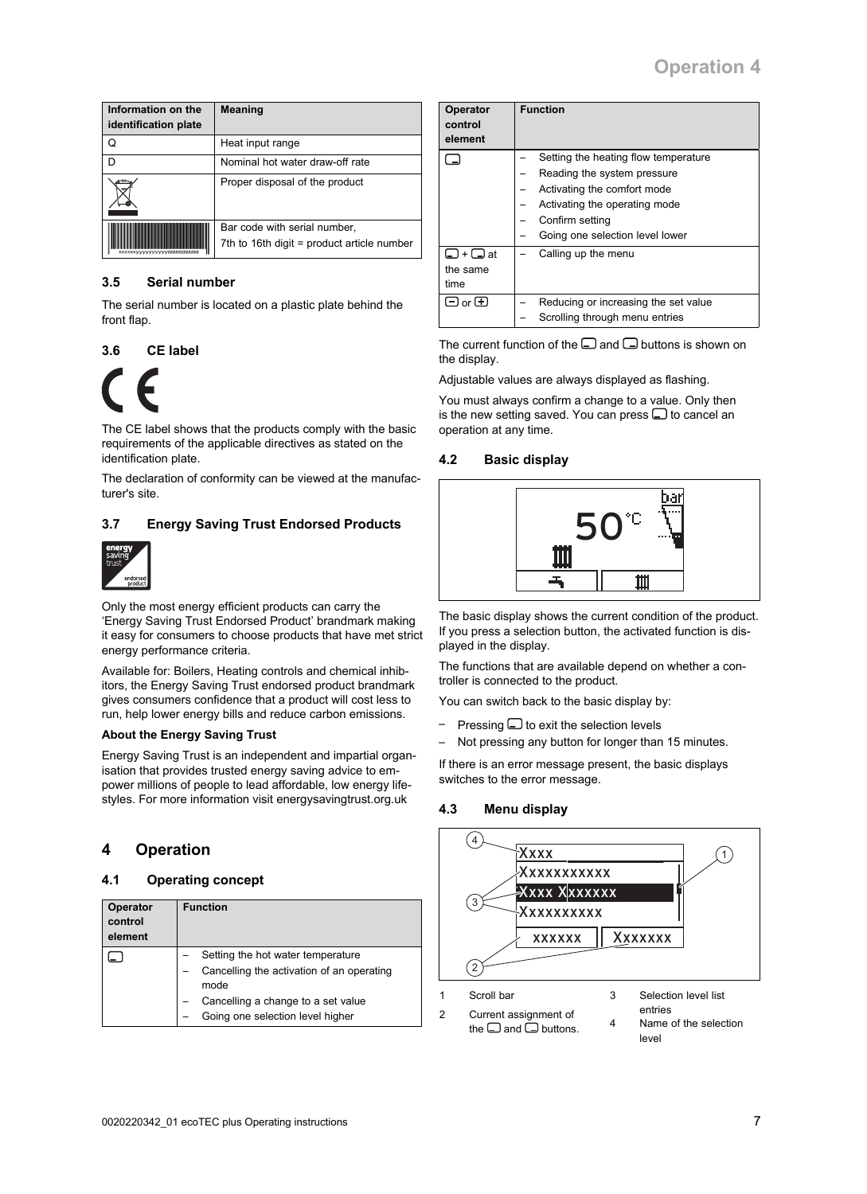| Information on the identification plate | Meaning |
| --- | --- |
| Q | Heat input range |
| D | Nominal hot water draw-off rate |
| | Proper disposal of the product |
| | Bar code with serial number, 7th to 16th digit = product article number |

### 3.5 Serial number

The serial number is located on a plastic plate behind the front flap.

### 3.6 CE label

The CE label shows that the products comply with the basic requirements of the applicable directives as stated on the identification plate.

The declaration of conformity can be viewed at the manufacturer's site.

### 3.7 Energy Saving Trust Endorsed Products

Only the most energy efficient products can carry the 'Energy Saving Trust Endorsed Product' brandmark making it easy for consumers to choose products that have met strict energy performance criteria.

Available for: Boilers, Heating controls and chemical inhibitors, the Energy Saving Trust endorsed product brandmark gives consumers confidence that a product will cost less to run, help lower energy bills and reduce carbon emissions.

**About the Energy Saving Trust**

Energy Saving Trust is an independent and impartial organisation that provides trusted energy saving advice to empower millions of people to lead affordable, low energy lifestyles. For more information visit energysavingtrust.org.uk

## 4 Operation

### 4.1 Operating concept

| Operator control element | Function |
| --- | --- |
| ▭ | – Setting the hot water temperature<br>– Cancelling the activation of an operating mode<br>– Cancelling a change to a set value<br>– Going one selection level higher |
| ▭ | – Setting the heating flow temperature<br>– Reading the system pressure<br>– Activating the comfort mode<br>– Activating the operating mode<br>– Confirm setting<br>– Going one selection level lower |
| ▭ + ▭ at the same time | – Calling up the menu |
| ⊟ or ⊞ | – Reducing or increasing the set value<br>– Scrolling through menu entries |

The current function of the ▭ and ▭ buttons is shown on the display.

Adjustable values are always displayed as flashing.

You must always confirm a change to a value. Only then is the new setting saved. You can press ▭ to cancel an operation at any time.

### 4.2 Basic display

The basic display shows the current condition of the product. If you press a selection button, the activated function is displayed in the display.

The functions that are available depend on whether a controller is connected to the product.

You can switch back to the basic display by:

- Pressing ▭ to exit the selection levels
- Not pressing any button for longer than 15 minutes.

If there is an error message present, the basic displays switches to the error message.

### 4.3 Menu display

1 Scroll bar

2 Current assignment of the ▭ and ▭ buttons.

3 Selection level list entries

4 Name of the selection level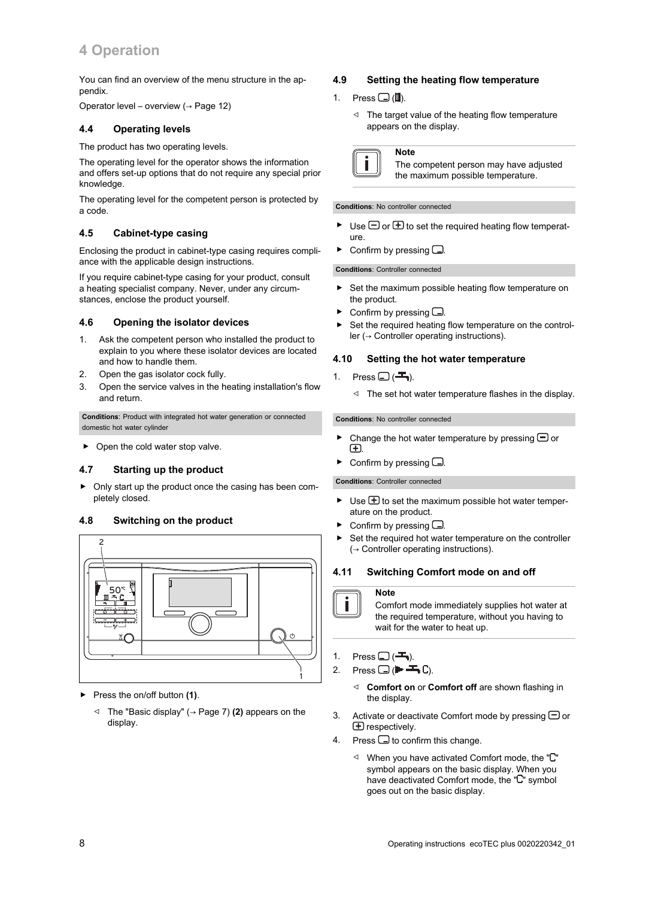# 4 Operation

You can find an overview of the menu structure in the appendix.

Operator level – overview (→ Page 12)

## 4.4 Operating levels

The product has two operating levels.

The operating level for the operator shows the information and offers set-up options that do not require any special prior knowledge.

The operating level for the competent person is protected by a code.

## 4.5 Cabinet-type casing

Enclosing the product in cabinet-type casing requires compliance with the applicable design instructions.

If you require cabinet-type casing for your product, consult a heating specialist company. Never, under any circumstances, enclose the product yourself.

## 4.6 Opening the isolator devices

1. Ask the competent person who installed the product to explain to you where these isolator devices are located and how to handle them.
2. Open the gas isolator cock fully.
3. Open the service valves in the heating installation's flow and return.

**Conditions**: Product with integrated hot water generation or connected domestic hot water cylinder

- Open the cold water stop valve.

## 4.7 Starting up the product

- Only start up the product once the casing has been completely closed.

## 4.8 Switching on the product

- Press the on/off button **(1)**.
  - ◁ The "Basic display" (→ Page 7) **(2)** appears on the display.

## 4.9 Setting the heating flow temperature

1. Press ▭ (▥).
   - ◁ The target value of the heating flow temperature appears on the display.

**Note**

The competent person may have adjusted the maximum possible temperature.

**Conditions**: No controller connected

- Use ⊟ or ⊞ to set the required heating flow temperature.
- Confirm by pressing ▭.

**Conditions**: Controller connected

- Set the maximum possible heating flow temperature on the product.
- Confirm by pressing ▭.
- Set the required heating flow temperature on the controller (→ Controller operating instructions).

## 4.10 Setting the hot water temperature

1. Press ▭ (tap symbol).
   - ◁ The set hot water temperature flashes in the display.

**Conditions**: No controller connected

- Change the hot water temperature by pressing ⊟ or ⊞.
- Confirm by pressing ▭.

**Conditions**: Controller connected

- Use ⊞ to set the maximum possible hot water temperature on the product.
- Confirm by pressing ▭.
- Set the required hot water temperature on the controller (→ Controller operating instructions).

## 4.11 Switching Comfort mode on and off

**Note**

Comfort mode immediately supplies hot water at the required temperature, without you having to wait for the water to heat up.

1. Press ▭ (tap symbol).
2. Press ▭ (comfort symbol).
   - ◁ **Comfort on** or **Comfort off** are shown flashing in the display.
3. Activate or deactivate Comfort mode by pressing ⊟ or ⊞ respectively.
4. Press ▭ to confirm this change.
   - ◁ When you have activated Comfort mode, the "C" symbol appears on the basic display. When you have deactivated Comfort mode, the "C" symbol goes out on the basic display.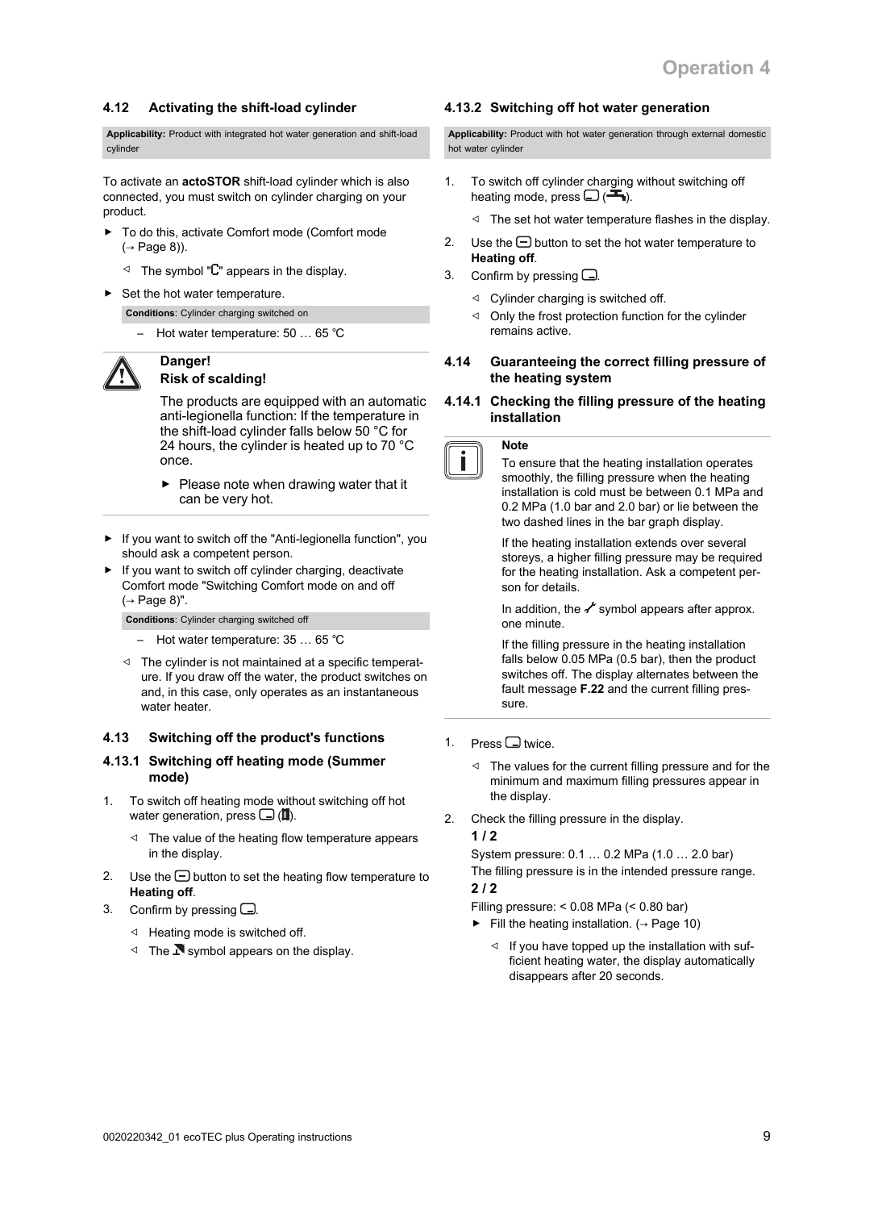## 4.12 Activating the shift-load cylinder

**Applicability:** Product with integrated hot water generation and shift-load cylinder

To activate an **actoSTOR** shift-load cylinder which is also connected, you must switch on cylinder charging on your product.

- ► To do this, activate Comfort mode (Comfort mode (→ Page 8)).
  - ◁ The symbol "C" appears in the display.
- ► Set the hot water temperature.

  **Conditions**: Cylinder charging switched on

  – Hot water temperature: 50 … 65 ℃

> **Danger!**
> **Risk of scalding!**
>
> The products are equipped with an automatic anti-legionella function: If the temperature in the shift-load cylinder falls below 50 °C for 24 hours, the cylinder is heated up to 70 °C once.
>
> - ► Please note when drawing water that it can be very hot.

- ► If you want to switch off the "Anti-legionella function", you should ask a competent person.
- ► If you want to switch off cylinder charging, deactivate Comfort mode "Switching Comfort mode on and off (→ Page 8)".

  **Conditions**: Cylinder charging switched off

  – Hot water temperature: 35 … 65 ℃

  ◁ The cylinder is not maintained at a specific temperature. If you draw off the water, the product switches on and, in this case, only operates as an instantaneous water heater.

## 4.13 Switching off the product's functions

### 4.13.1 Switching off heating mode (Summer mode)

1. To switch off heating mode without switching off hot water generation, press ⌴ (▥).
   - ◁ The value of the heating flow temperature appears in the display.
2. Use the ⊟ button to set the heating flow temperature to **Heating off**.
3. Confirm by pressing ⌴.
   - ◁ Heating mode is switched off.
   - ◁ The symbol appears on the display.

### 4.13.2 Switching off hot water generation

**Applicability:** Product with hot water generation through external domestic hot water cylinder

1. To switch off cylinder charging without switching off heating mode, press ⌴ ().
   - ◁ The set hot water temperature flashes in the display.
2. Use the ⊟ button to set the hot water temperature to **Heating off**.
3. Confirm by pressing ⌴.
   - ◁ Cylinder charging is switched off.
   - ◁ Only the frost protection function for the cylinder remains active.

## 4.14 Guaranteeing the correct filling pressure of the heating system

### 4.14.1 Checking the filling pressure of the heating installation

> **Note**
>
> To ensure that the heating installation operates smoothly, the filling pressure when the heating installation is cold must be between 0.1 MPa and 0.2 MPa (1.0 bar and 2.0 bar) or lie between the two dashed lines in the bar graph display.
>
> If the heating installation extends over several storeys, a higher filling pressure may be required for the heating installation. Ask a competent person for details.
>
> In addition, the symbol appears after approx. one minute.
>
> If the filling pressure in the heating installation falls below 0.05 MPa (0.5 bar), then the product switches off. The display alternates between the fault message **F.22** and the current filling pressure.

1. Press ⌴ twice.
   - ◁ The values for the current filling pressure and for the minimum and maximum filling pressures appear in the display.
2. Check the filling pressure in the display.

   **1 / 2**

   System pressure: 0.1 … 0.2 MPa (1.0 … 2.0 bar)

   The filling pressure is in the intended pressure range.

   **2 / 2**

   Filling pressure: < 0.08 MPa (< 0.80 bar)

   - ► Fill the heating installation. (→ Page 10)
     - ◁ If you have topped up the installation with sufficient heating water, the display automatically disappears after 20 seconds.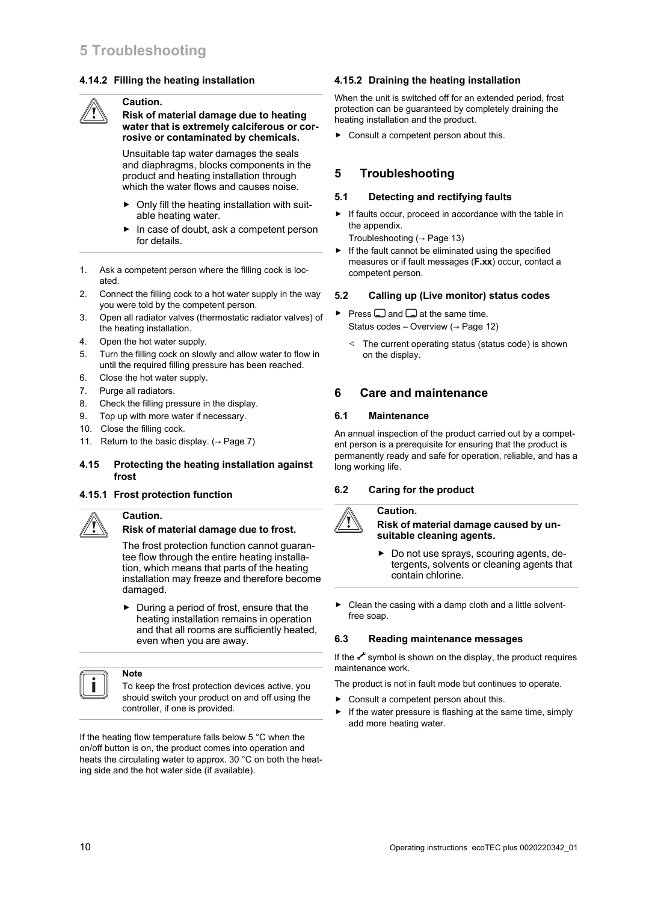#### 4.14.2 Filling the heating installation

> **Caution.**
> **Risk of material damage due to heating water that is extremely calciferous or corrosive or contaminated by chemicals.**
>
> Unsuitable tap water damages the seals and diaphragms, blocks components in the product and heating installation through which the water flows and causes noise.
>
> - Only fill the heating installation with suitable heating water.
> - In case of doubt, ask a competent person for details.

1. Ask a competent person where the filling cock is located.
2. Connect the filling cock to a hot water supply in the way you were told by the competent person.
3. Open all radiator valves (thermostatic radiator valves) of the heating installation.
4. Open the hot water supply.
5. Turn the filling cock on slowly and allow water to flow in until the required filling pressure has been reached.
6. Close the hot water supply.
7. Purge all radiators.
8. Check the filling pressure in the display.
9. Top up with more water if necessary.
10. Close the filling cock.
11. Return to the basic display. (→ Page 7)

### 4.15 Protecting the heating installation against frost

#### 4.15.1 Frost protection function

> **Caution.**
> **Risk of material damage due to frost.**
>
> The frost protection function cannot guarantee flow through the entire heating installation, which means that parts of the heating installation may freeze and therefore become damaged.
>
> - During a period of frost, ensure that the heating installation remains in operation and that all rooms are sufficiently heated, even when you are away.

> **Note**
> To keep the frost protection devices active, you should switch your product on and off using the controller, if one is provided.

If the heating flow temperature falls below 5 °C when the on/off button is on, the product comes into operation and heats the circulating water to approx. 30 °C on both the heating side and the hot water side (if available).

#### 4.15.2 Draining the heating installation

When the unit is switched off for an extended period, frost protection can be guaranteed by completely draining the heating installation and the product.

- Consult a competent person about this.

## 5 Troubleshooting

### 5.1 Detecting and rectifying faults

- If faults occur, proceed in accordance with the table in the appendix.
  Troubleshooting (→ Page 13)
- If the fault cannot be eliminated using the specified measures or if fault messages (**F.xx**) occur, contact a competent person.

### 5.2 Calling up (Live monitor) status codes

- Press ▭ and ▭ at the same time.
  Status codes – Overview (→ Page 12)
  - ◁ The current operating status (status code) is shown on the display.

## 6 Care and maintenance

### 6.1 Maintenance

An annual inspection of the product carried out by a competent person is a prerequisite for ensuring that the product is permanently ready and safe for operation, reliable, and has a long working life.

### 6.2 Caring for the product

> **Caution.**
> **Risk of material damage caused by unsuitable cleaning agents.**
>
> - Do not use sprays, scouring agents, detergents, solvents or cleaning agents that contain chlorine.

- Clean the casing with a damp cloth and a little solvent-free soap.

### 6.3 Reading maintenance messages

If the 🔧 symbol is shown on the display, the product requires maintenance work.

The product is not in fault mode but continues to operate.

- Consult a competent person about this.
- If the water pressure is flashing at the same time, simply add more heating water.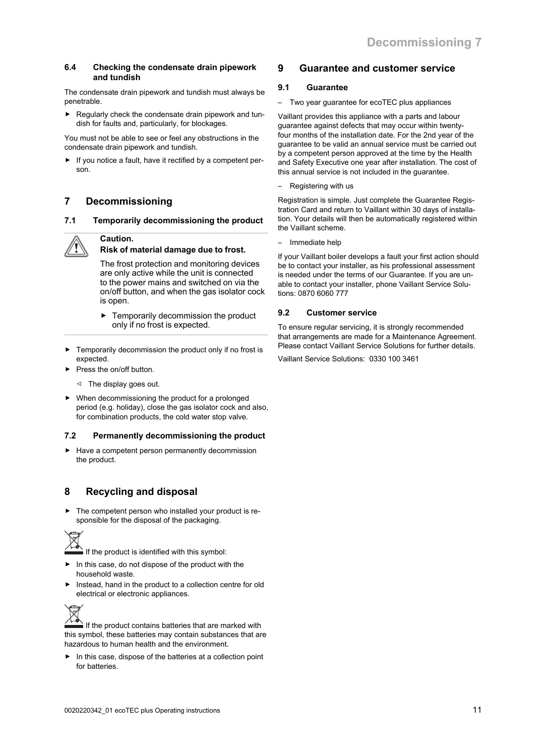### 6.4 Checking the condensate drain pipework and tundish

The condensate drain pipework and tundish must always be penetrable.

- Regularly check the condensate drain pipework and tundish for faults and, particularly, for blockages.

You must not be able to see or feel any obstructions in the condensate drain pipework and tundish.

- If you notice a fault, have it rectified by a competent person.

## 7 Decommissioning

### 7.1 Temporarily decommissioning the product

> **Caution.**
> **Risk of material damage due to frost.**
>
> The frost protection and monitoring devices are only active while the unit is connected to the power mains and switched on via the on/off button, and when the gas isolator cock is open.
>
> - Temporarily decommission the product only if no frost is expected.

- Temporarily decommission the product only if no frost is expected.
- Press the on/off button.
  - ◁ The display goes out.
- When decommissioning the product for a prolonged period (e.g. holiday), close the gas isolator cock and also, for combination products, the cold water stop valve.

### 7.2 Permanently decommissioning the product

- Have a competent person permanently decommission the product.

## 8 Recycling and disposal

- The competent person who installed your product is responsible for the disposal of the packaging.

If the product is identified with this symbol:

- In this case, do not dispose of the product with the household waste.
- Instead, hand in the product to a collection centre for old electrical or electronic appliances.

If the product contains batteries that are marked with this symbol, these batteries may contain substances that are hazardous to human health and the environment.

- In this case, dispose of the batteries at a collection point for batteries.

## 9 Guarantee and customer service

### 9.1 Guarantee

– Two year guarantee for ecoTEC plus appliances

Vaillant provides this appliance with a parts and labour guarantee against defects that may occur within twenty-four months of the installation date. For the 2nd year of the guarantee to be valid an annual service must be carried out by a competent person approved at the time by the Health and Safety Executive one year after installation. The cost of this annual service is not included in the guarantee.

– Registering with us

Registration is simple. Just complete the Guarantee Registration Card and return to Vaillant within 30 days of installation. Your details will then be automatically registered within the Vaillant scheme.

– Immediate help

If your Vaillant boiler develops a fault your first action should be to contact your installer, as his professional assessment is needed under the terms of our Guarantee. If you are unable to contact your installer, phone Vaillant Service Solutions: 0870 6060 777

### 9.2 Customer service

To ensure regular servicing, it is strongly recommended that arrangements are made for a Maintenance Agreement. Please contact Vaillant Service Solutions for further details.

Vaillant Service Solutions: 0330 100 3461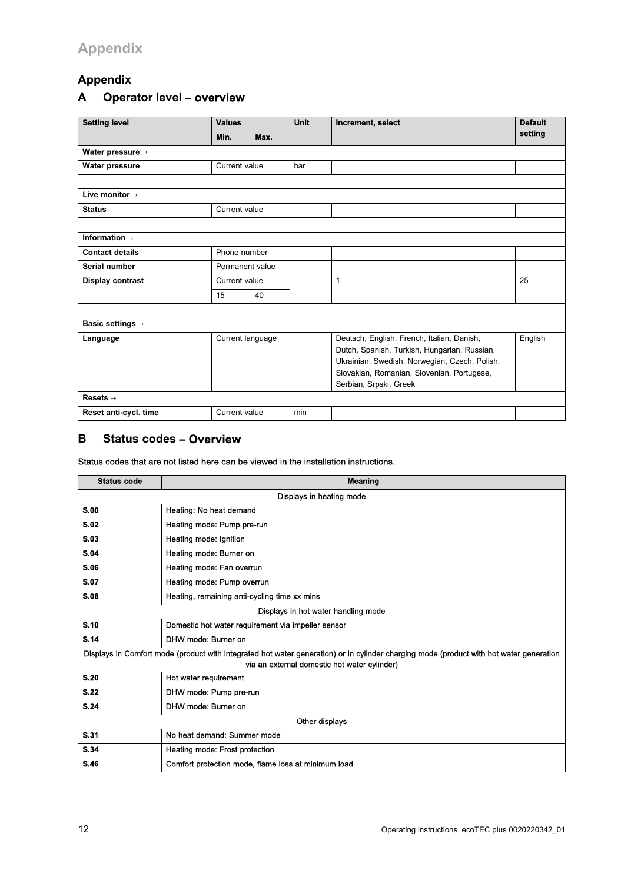# Appendix

## A Operator level – overview

| Setting level | Values | | Unit | Increment, select | Default setting |
|---|---|---|---|---|---|
| | Min. | Max. | | | |
| **Water pressure →** | | | | | |
| **Water pressure** | Current value | | bar | | |
| | | | | | |
| **Live monitor →** | | | | | |
| **Status** | Current value | | | | |
| | | | | | |
| **Information →** | | | | | |
| **Contact details** | Phone number | | | | |
| **Serial number** | Permanent value | | | | |
| **Display contrast** | Current value | | | 1 | 25 |
| | 15 | 40 | | | |
| | | | | | |
| **Basic settings →** | | | | | |
| **Language** | Current language | | | Deutsch, English, French, Italian, Danish, Dutch, Spanish, Turkish, Hungarian, Russian, Ukrainian, Swedish, Norwegian, Czech, Polish, Slovakian, Romanian, Slovenian, Portugese, Serbian, Srpski, Greek | English |
| **Resets →** | | | | | |
| **Reset anti-cycl. time** | Current value | | min | | |

## B Status codes – Overview

Status codes that are not listed here can be viewed in the installation instructions.

| Status code | Meaning |
|---|---|
| | Displays in heating mode |
| **S.00** | Heating: No heat demand |
| **S.02** | Heating mode: Pump pre-run |
| **S.03** | Heating mode: Ignition |
| **S.04** | Heating mode: Burner on |
| **S.06** | Heating mode: Fan overrun |
| **S.07** | Heating mode: Pump overrun |
| **S.08** | Heating, remaining anti-cycling time xx mins |
| | Displays in hot water handling mode |
| **S.10** | Domestic hot water requirement via impeller sensor |
| **S.14** | DHW mode: Burner on |
| | Displays in Comfort mode (product with integrated hot water generation) or in cylinder charging mode (product with hot water generation via an external domestic hot water cylinder) |
| **S.20** | Hot water requirement |
| **S.22** | DHW mode: Pump pre-run |
| **S.24** | DHW mode: Burner on |
| | Other displays |
| **S.31** | No heat demand: Summer mode |
| **S.34** | Heating mode: Frost protection |
| **S.46** | Comfort protection mode, flame loss at minimum load |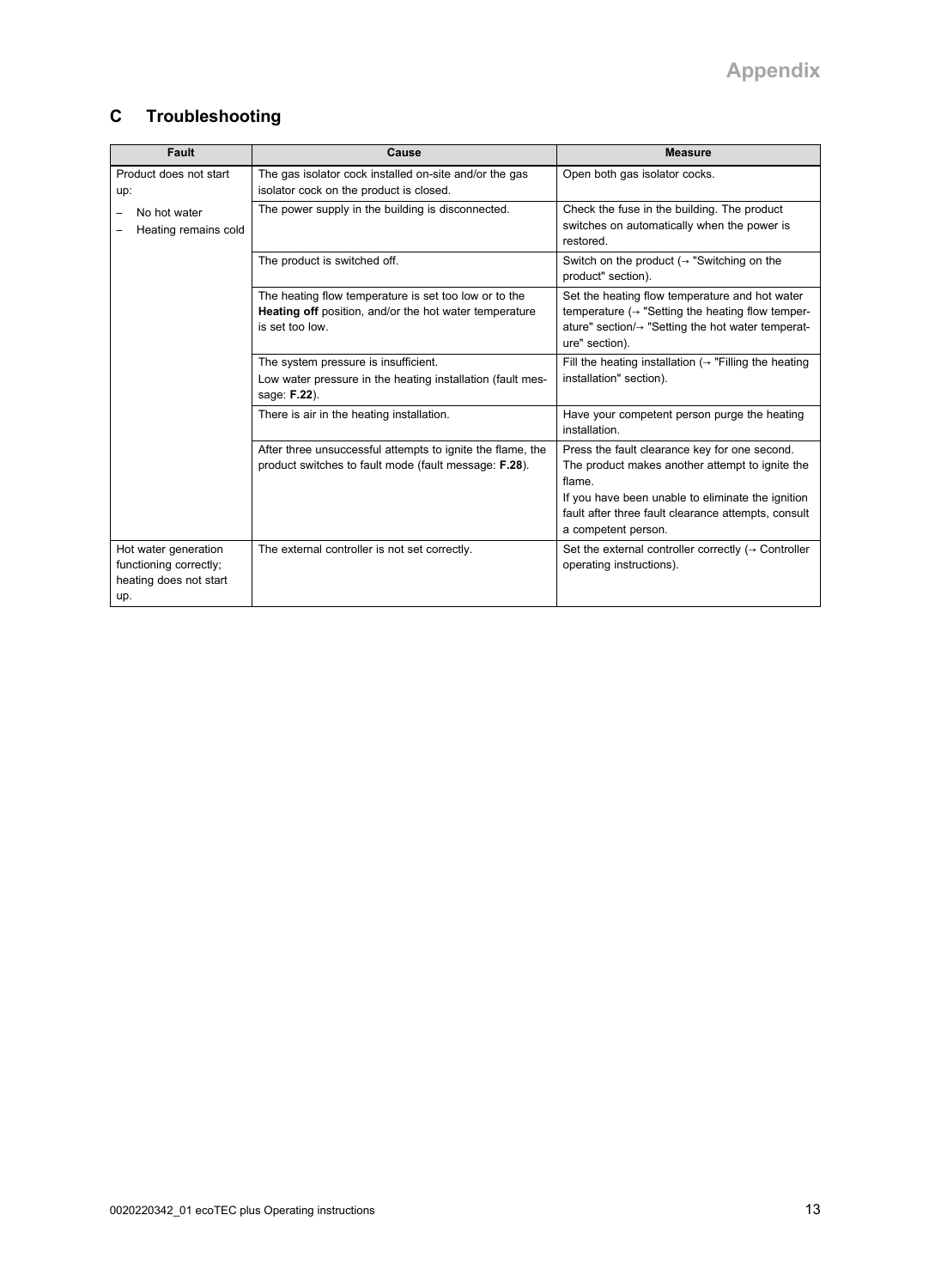## C Troubleshooting

| Fault | Cause | Measure |
| --- | --- | --- |
| Product does not start up:<br>– No hot water<br>– Heating remains cold | The gas isolator cock installed on-site and/or the gas isolator cock on the product is closed. | Open both gas isolator cocks. |
| | The power supply in the building is disconnected. | Check the fuse in the building. The product switches on automatically when the power is restored. |
| | The product is switched off. | Switch on the product (→ "Switching on the product" section). |
| | The heating flow temperature is set too low or to the **Heating off** position, and/or the hot water temperature is set too low. | Set the heating flow temperature and hot water temperature (→ "Setting the heating flow temperature" section/→ "Setting the hot water temperature" section). |
| | The system pressure is insufficient.<br>Low water pressure in the heating installation (fault message: **F.22**). | Fill the heating installation (→ "Filling the heating installation" section). |
| | There is air in the heating installation. | Have your competent person purge the heating installation. |
| | After three unsuccessful attempts to ignite the flame, the product switches to fault mode (fault message: **F.28**). | Press the fault clearance key for one second. The product makes another attempt to ignite the flame.<br>If you have been unable to eliminate the ignition fault after three fault clearance attempts, consult a competent person. |
| Hot water generation functioning correctly; heating does not start up. | The external controller is not set correctly. | Set the external controller correctly (→ Controller operating instructions). |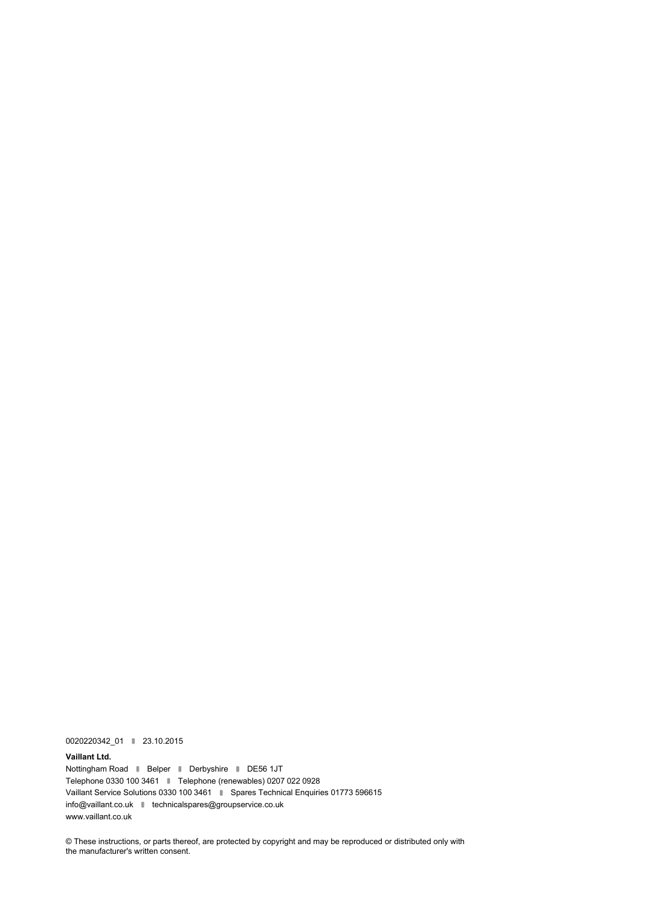0020220342_01 ▮ 23.10.2015

**Vaillant Ltd.**

Nottingham Road ▮ Belper ▮ Derbyshire ▮ DE56 1JT

Telephone 0330 100 3461 ▮ Telephone (renewables) 0207 022 0928

Vaillant Service Solutions 0330 100 3461 ▮ Spares Technical Enquiries 01773 596615

info@vaillant.co.uk ▮ technicalspares@groupservice.co.uk

www.vaillant.co.uk

© These instructions, or parts thereof, are protected by copyright and may be reproduced or distributed only with the manufacturer's written consent.